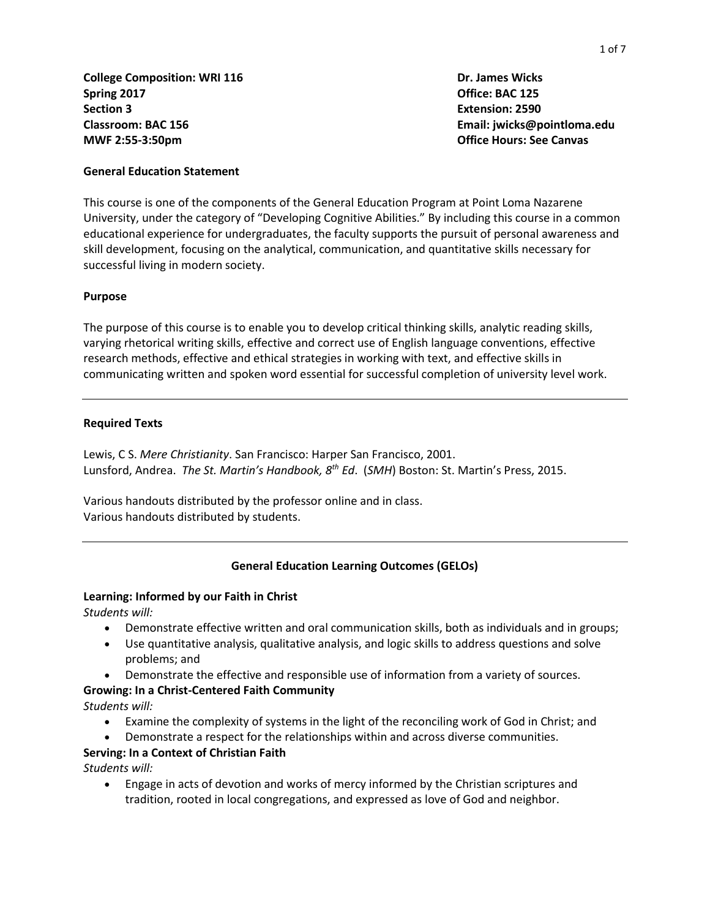**College Composition: WRI 116**
**Spring 2017**
**Section 3**
**Classroom: BAC 156**
**MWF 2:55-3:50pm**

**Dr. James Wicks**
**Office: BAC 125**
**Extension: 2590**
**Email: jwicks@pointloma.edu**
**Office Hours: See Canvas**

## General Education Statement

This course is one of the components of the General Education Program at Point Loma Nazarene University, under the category of "Developing Cognitive Abilities." By including this course in a common educational experience for undergraduates, the faculty supports the pursuit of personal awareness and skill development, focusing on the analytical, communication, and quantitative skills necessary for successful living in modern society.

## Purpose

The purpose of this course is to enable you to develop critical thinking skills, analytic reading skills, varying rhetorical writing skills, effective and correct use of English language conventions, effective research methods, effective and ethical strategies in working with text, and effective skills in communicating written and spoken word essential for successful completion of university level work.

---

## Required Texts

Lewis, C S. *Mere Christianity*. San Francisco: Harper San Francisco, 2001.
Lunsford, Andrea. *The St. Martin's Handbook, 8th Ed*. (*SMH*) Boston: St. Martin's Press, 2015.

Various handouts distributed by the professor online and in class.
Various handouts distributed by students.

---

## General Education Learning Outcomes (GELOs)

**Learning: Informed by our Faith in Christ**
*Students will:*

- Demonstrate effective written and oral communication skills, both as individuals and in groups;
- Use quantitative analysis, qualitative analysis, and logic skills to address questions and solve problems; and
- Demonstrate the effective and responsible use of information from a variety of sources.

**Growing: In a Christ-Centered Faith Community**
*Students will:*

- Examine the complexity of systems in the light of the reconciling work of God in Christ; and
- Demonstrate a respect for the relationships within and across diverse communities.

**Serving: In a Context of Christian Faith**
*Students will:*

- Engage in acts of devotion and works of mercy informed by the Christian scriptures and tradition, rooted in local congregations, and expressed as love of God and neighbor.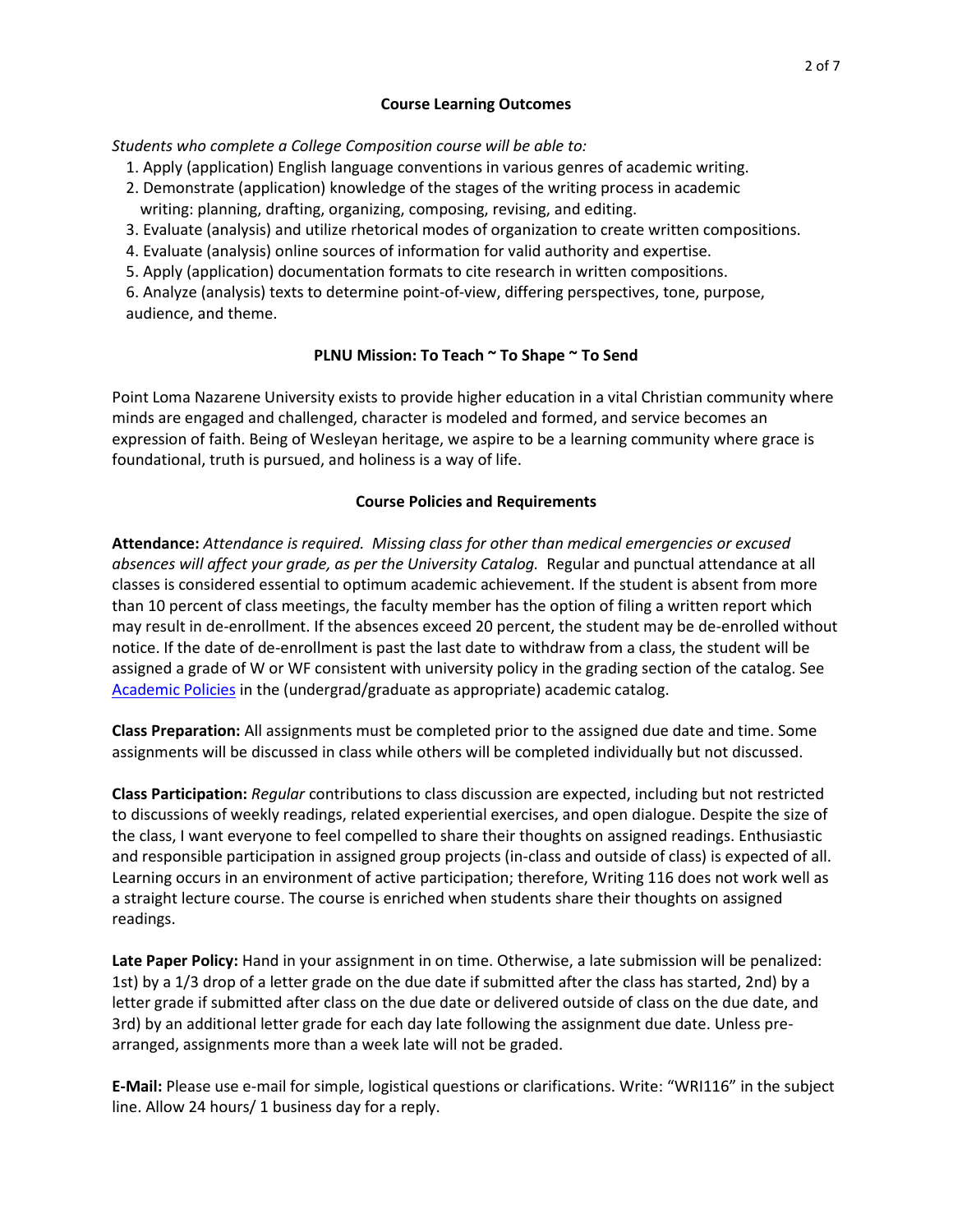## Course Learning Outcomes

*Students who complete a College Composition course will be able to:*

1. Apply (application) English language conventions in various genres of academic writing.
2. Demonstrate (application) knowledge of the stages of the writing process in academic writing: planning, drafting, organizing, composing, revising, and editing.
3. Evaluate (analysis) and utilize rhetorical modes of organization to create written compositions.
4. Evaluate (analysis) online sources of information for valid authority and expertise.
5. Apply (application) documentation formats to cite research in written compositions.
6. Analyze (analysis) texts to determine point-of-view, differing perspectives, tone, purpose, audience, and theme.

## PLNU Mission: To Teach ~ To Shape ~ To Send

Point Loma Nazarene University exists to provide higher education in a vital Christian community where minds are engaged and challenged, character is modeled and formed, and service becomes an expression of faith. Being of Wesleyan heritage, we aspire to be a learning community where grace is foundational, truth is pursued, and holiness is a way of life.

## Course Policies and Requirements

**Attendance:** *Attendance is required. Missing class for other than medical emergencies or excused absences will affect your grade, as per the University Catalog.* Regular and punctual attendance at all classes is considered essential to optimum academic achievement. If the student is absent from more than 10 percent of class meetings, the faculty member has the option of filing a written report which may result in de-enrollment. If the absences exceed 20 percent, the student may be de-enrolled without notice. If the date of de-enrollment is past the last date to withdraw from a class, the student will be assigned a grade of W or WF consistent with university policy in the grading section of the catalog. See Academic Policies in the (undergrad/graduate as appropriate) academic catalog.

**Class Preparation:** All assignments must be completed prior to the assigned due date and time. Some assignments will be discussed in class while others will be completed individually but not discussed.

**Class Participation:** *Regular* contributions to class discussion are expected, including but not restricted to discussions of weekly readings, related experiential exercises, and open dialogue. Despite the size of the class, I want everyone to feel compelled to share their thoughts on assigned readings. Enthusiastic and responsible participation in assigned group projects (in-class and outside of class) is expected of all. Learning occurs in an environment of active participation; therefore, Writing 116 does not work well as a straight lecture course. The course is enriched when students share their thoughts on assigned readings.

**Late Paper Policy:** Hand in your assignment in on time. Otherwise, a late submission will be penalized: 1st) by a 1/3 drop of a letter grade on the due date if submitted after the class has started, 2nd) by a letter grade if submitted after class on the due date or delivered outside of class on the due date, and 3rd) by an additional letter grade for each day late following the assignment due date. Unless pre-arranged, assignments more than a week late will not be graded.

**E-Mail:** Please use e-mail for simple, logistical questions or clarifications. Write: "WRI116" in the subject line. Allow 24 hours/ 1 business day for a reply.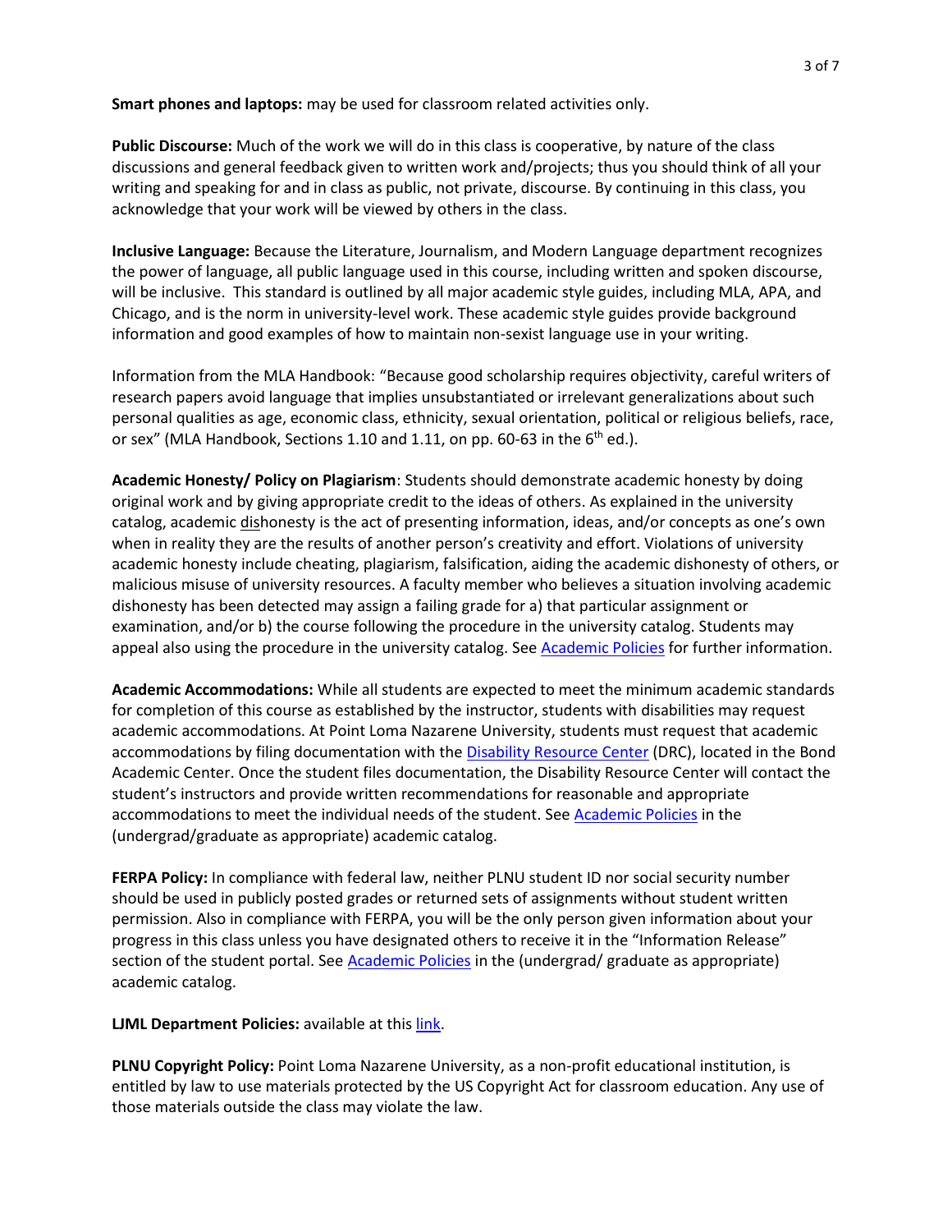**Smart phones and laptops:** may be used for classroom related activities only.

**Public Discourse:** Much of the work we will do in this class is cooperative, by nature of the class discussions and general feedback given to written work and/projects; thus you should think of all your writing and speaking for and in class as public, not private, discourse. By continuing in this class, you acknowledge that your work will be viewed by others in the class.

**Inclusive Language:** Because the Literature, Journalism, and Modern Language department recognizes the power of language, all public language used in this course, including written and spoken discourse, will be inclusive. This standard is outlined by all major academic style guides, including MLA, APA, and Chicago, and is the norm in university-level work. These academic style guides provide background information and good examples of how to maintain non-sexist language use in your writing.

Information from the MLA Handbook: "Because good scholarship requires objectivity, careful writers of research papers avoid language that implies unsubstantiated or irrelevant generalizations about such personal qualities as age, economic class, ethnicity, sexual orientation, political or religious beliefs, race, or sex" (MLA Handbook, Sections 1.10 and 1.11, on pp. 60-63 in the 6th ed.).

**Academic Honesty/ Policy on Plagiarism**: Students should demonstrate academic honesty by doing original work and by giving appropriate credit to the ideas of others. As explained in the university catalog, academic dishonesty is the act of presenting information, ideas, and/or concepts as one's own when in reality they are the results of another person's creativity and effort. Violations of university academic honesty include cheating, plagiarism, falsification, aiding the academic dishonesty of others, or malicious misuse of university resources. A faculty member who believes a situation involving academic dishonesty has been detected may assign a failing grade for a) that particular assignment or examination, and/or b) the course following the procedure in the university catalog. Students may appeal also using the procedure in the university catalog. See Academic Policies for further information.

**Academic Accommodations:** While all students are expected to meet the minimum academic standards for completion of this course as established by the instructor, students with disabilities may request academic accommodations. At Point Loma Nazarene University, students must request that academic accommodations by filing documentation with the Disability Resource Center (DRC), located in the Bond Academic Center. Once the student files documentation, the Disability Resource Center will contact the student's instructors and provide written recommendations for reasonable and appropriate accommodations to meet the individual needs of the student. See Academic Policies in the (undergrad/graduate as appropriate) academic catalog.

**FERPA Policy:** In compliance with federal law, neither PLNU student ID nor social security number should be used in publicly posted grades or returned sets of assignments without student written permission. Also in compliance with FERPA, you will be the only person given information about your progress in this class unless you have designated others to receive it in the "Information Release" section of the student portal. See Academic Policies in the (undergrad/ graduate as appropriate) academic catalog.

**LJML Department Policies:** available at this link.

**PLNU Copyright Policy:** Point Loma Nazarene University, as a non-profit educational institution, is entitled by law to use materials protected by the US Copyright Act for classroom education. Any use of those materials outside the class may violate the law.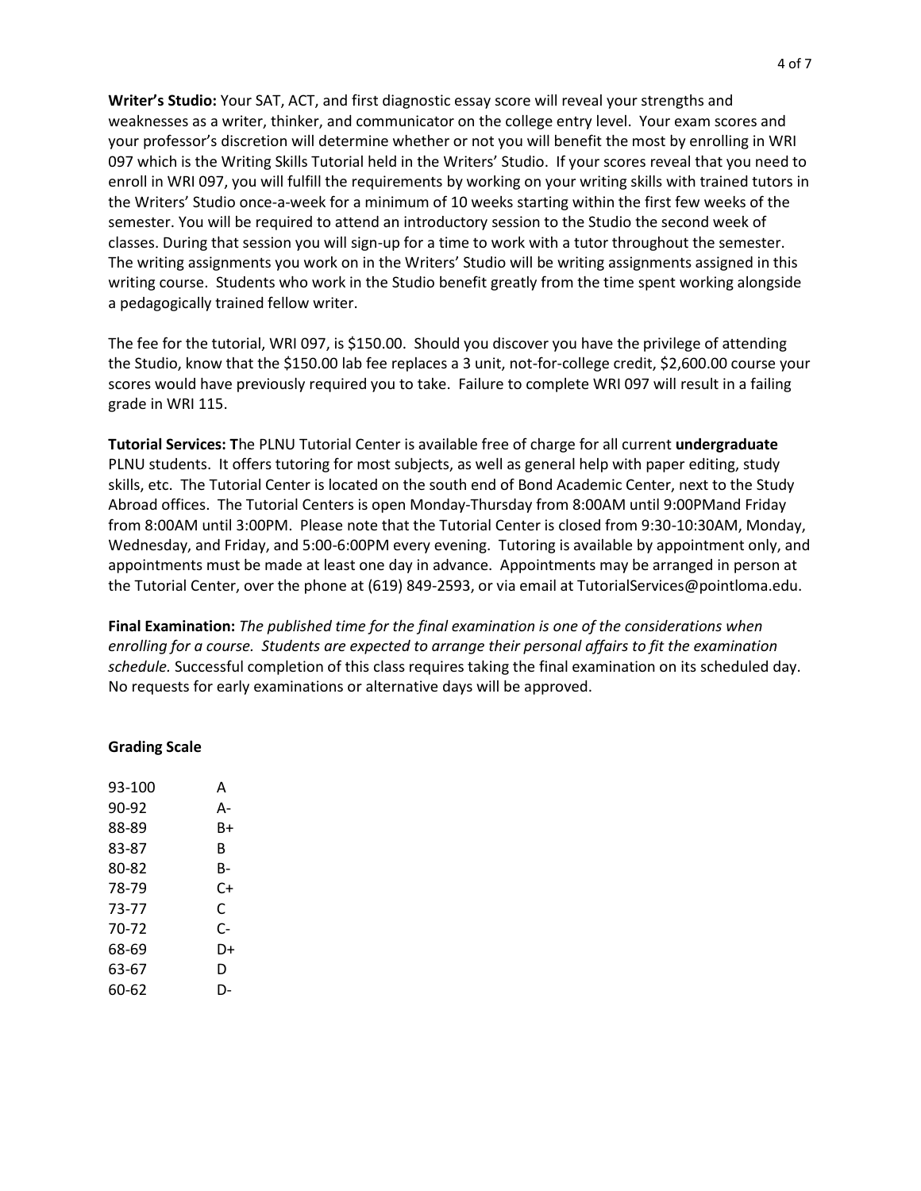**Writer's Studio:** Your SAT, ACT, and first diagnostic essay score will reveal your strengths and weaknesses as a writer, thinker, and communicator on the college entry level. Your exam scores and your professor's discretion will determine whether or not you will benefit the most by enrolling in WRI 097 which is the Writing Skills Tutorial held in the Writers' Studio. If your scores reveal that you need to enroll in WRI 097, you will fulfill the requirements by working on your writing skills with trained tutors in the Writers' Studio once-a-week for a minimum of 10 weeks starting within the first few weeks of the semester. You will be required to attend an introductory session to the Studio the second week of classes. During that session you will sign-up for a time to work with a tutor throughout the semester. The writing assignments you work on in the Writers' Studio will be writing assignments assigned in this writing course. Students who work in the Studio benefit greatly from the time spent working alongside a pedagogically trained fellow writer.

The fee for the tutorial, WRI 097, is $150.00. Should you discover you have the privilege of attending the Studio, know that the $150.00 lab fee replaces a 3 unit, not-for-college credit, $2,600.00 course your scores would have previously required you to take. Failure to complete WRI 097 will result in a failing grade in WRI 115.

**Tutorial Services: T**he PLNU Tutorial Center is available free of charge for all current **undergraduate** PLNU students. It offers tutoring for most subjects, as well as general help with paper editing, study skills, etc. The Tutorial Center is located on the south end of Bond Academic Center, next to the Study Abroad offices. The Tutorial Centers is open Monday-Thursday from 8:00AM until 9:00PMand Friday from 8:00AM until 3:00PM. Please note that the Tutorial Center is closed from 9:30-10:30AM, Monday, Wednesday, and Friday, and 5:00-6:00PM every evening. Tutoring is available by appointment only, and appointments must be made at least one day in advance. Appointments may be arranged in person at the Tutorial Center, over the phone at (619) 849-2593, or via email at TutorialServices@pointloma.edu.

**Final Examination:** *The published time for the final examination is one of the considerations when enrolling for a course. Students are expected to arrange their personal affairs to fit the examination schedule.* Successful completion of this class requires taking the final examination on its scheduled day. No requests for early examinations or alternative days will be approved.

**Grading Scale**

| | |
|---|---|
| 93-100 | A |
| 90-92 | A- |
| 88-89 | B+ |
| 83-87 | B |
| 80-82 | B- |
| 78-79 | C+ |
| 73-77 | C |
| 70-72 | C- |
| 68-69 | D+ |
| 63-67 | D |
| 60-62 | D- |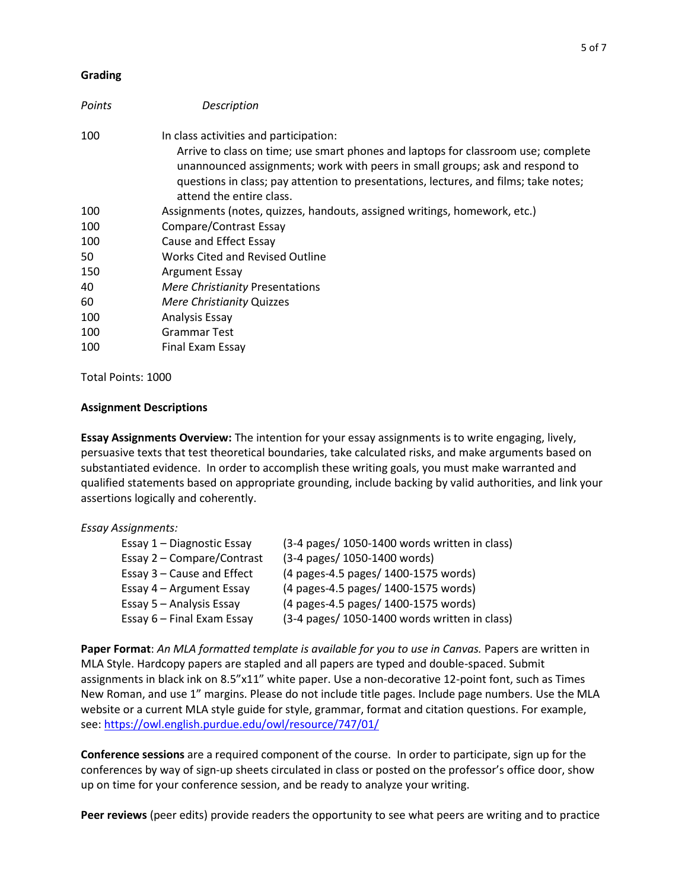**Grading**

| *Points* | *Description* |
|---|---|
| 100 | In class activities and participation: Arrive to class on time; use smart phones and laptops for classroom use; complete unannounced assignments; work with peers in small groups; ask and respond to questions in class; pay attention to presentations, lectures, and films; take notes; attend the entire class. |
| 100 | Assignments (notes, quizzes, handouts, assigned writings, homework, etc.) |
| 100 | Compare/Contrast Essay |
| 100 | Cause and Effect Essay |
| 50 | Works Cited and Revised Outline |
| 150 | Argument Essay |
| 40 | *Mere Christianity* Presentations |
| 60 | *Mere Christianity* Quizzes |
| 100 | Analysis Essay |
| 100 | Grammar Test |
| 100 | Final Exam Essay |

Total Points: 1000

**Assignment Descriptions**

**Essay Assignments Overview:** The intention for your essay assignments is to write engaging, lively, persuasive texts that test theoretical boundaries, take calculated risks, and make arguments based on substantiated evidence. In order to accomplish these writing goals, you must make warranted and qualified statements based on appropriate grounding, include backing by valid authorities, and link your assertions logically and coherently.

*Essay Assignments:*

| | |
|---|---|
| Essay 1 – Diagnostic Essay | (3-4 pages/ 1050-1400 words written in class) |
| Essay 2 – Compare/Contrast | (3-4 pages/ 1050-1400 words) |
| Essay 3 – Cause and Effect | (4 pages-4.5 pages/ 1400-1575 words) |
| Essay 4 – Argument Essay | (4 pages-4.5 pages/ 1400-1575 words) |
| Essay 5 – Analysis Essay | (4 pages-4.5 pages/ 1400-1575 words) |
| Essay 6 – Final Exam Essay | (3-4 pages/ 1050-1400 words written in class) |

**Paper Format**: *An MLA formatted template is available for you to use in Canvas.* Papers are written in MLA Style. Hardcopy papers are stapled and all papers are typed and double-spaced. Submit assignments in black ink on 8.5"x11" white paper. Use a non-decorative 12-point font, such as Times New Roman, and use 1" margins. Please do not include title pages. Include page numbers. Use the MLA website or a current MLA style guide for style, grammar, format and citation questions. For example, see: https://owl.english.purdue.edu/owl/resource/747/01/

**Conference sessions** are a required component of the course. In order to participate, sign up for the conferences by way of sign-up sheets circulated in class or posted on the professor's office door, show up on time for your conference session, and be ready to analyze your writing.

**Peer reviews** (peer edits) provide readers the opportunity to see what peers are writing and to practice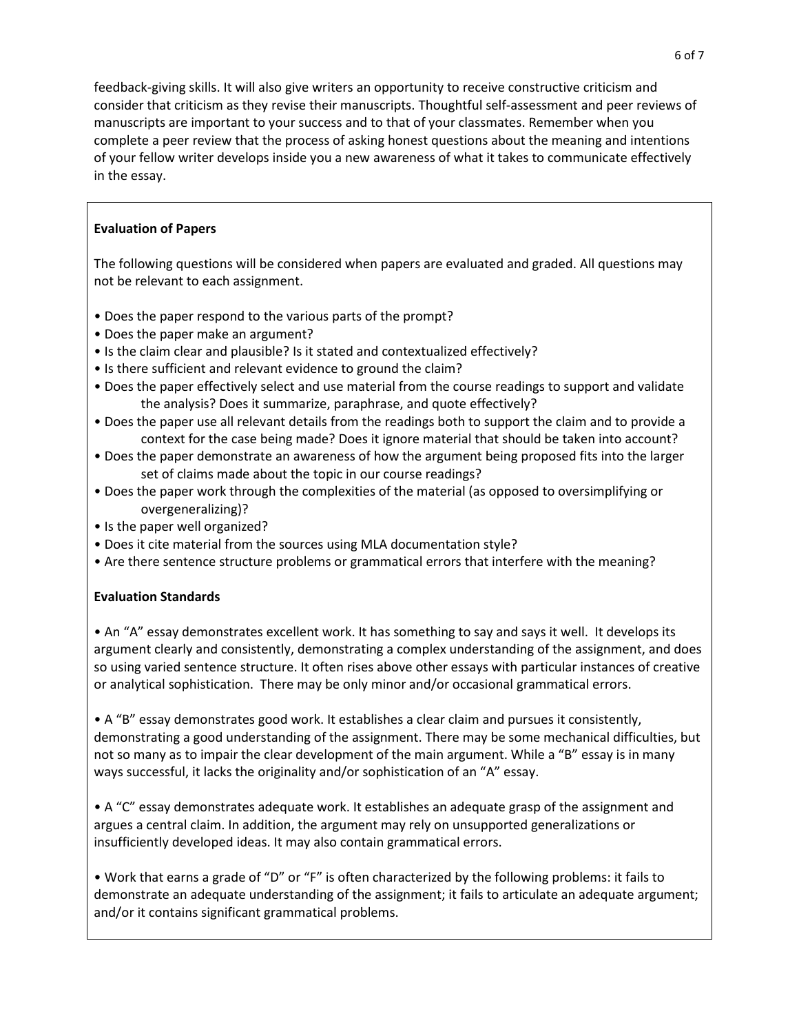feedback-giving skills. It will also give writers an opportunity to receive constructive criticism and consider that criticism as they revise their manuscripts. Thoughtful self-assessment and peer reviews of manuscripts are important to your success and to that of your classmates. Remember when you complete a peer review that the process of asking honest questions about the meaning and intentions of your fellow writer develops inside you a new awareness of what it takes to communicate effectively in the essay.

**Evaluation of Papers**

The following questions will be considered when papers are evaluated and graded. All questions may not be relevant to each assignment.

- Does the paper respond to the various parts of the prompt?
- Does the paper make an argument?
- Is the claim clear and plausible? Is it stated and contextualized effectively?
- Is there sufficient and relevant evidence to ground the claim?
- Does the paper effectively select and use material from the course readings to support and validate the analysis? Does it summarize, paraphrase, and quote effectively?
- Does the paper use all relevant details from the readings both to support the claim and to provide a context for the case being made? Does it ignore material that should be taken into account?
- Does the paper demonstrate an awareness of how the argument being proposed fits into the larger set of claims made about the topic in our course readings?
- Does the paper work through the complexities of the material (as opposed to oversimplifying or overgeneralizing)?
- Is the paper well organized?
- Does it cite material from the sources using MLA documentation style?
- Are there sentence structure problems or grammatical errors that interfere with the meaning?

**Evaluation Standards**

- An "A" essay demonstrates excellent work. It has something to say and says it well. It develops its argument clearly and consistently, demonstrating a complex understanding of the assignment, and does so using varied sentence structure. It often rises above other essays with particular instances of creative or analytical sophistication. There may be only minor and/or occasional grammatical errors.

- A "B" essay demonstrates good work. It establishes a clear claim and pursues it consistently, demonstrating a good understanding of the assignment. There may be some mechanical difficulties, but not so many as to impair the clear development of the main argument. While a "B" essay is in many ways successful, it lacks the originality and/or sophistication of an "A" essay.

- A "C" essay demonstrates adequate work. It establishes an adequate grasp of the assignment and argues a central claim. In addition, the argument may rely on unsupported generalizations or insufficiently developed ideas. It may also contain grammatical errors.

- Work that earns a grade of "D" or "F" is often characterized by the following problems: it fails to demonstrate an adequate understanding of the assignment; it fails to articulate an adequate argument; and/or it contains significant grammatical problems.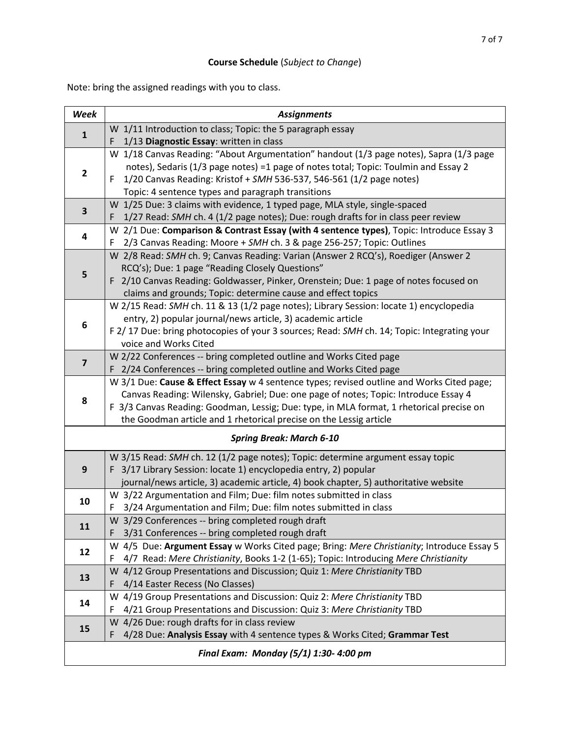**Course Schedule** (*Subject to Change*)

Note: bring the assigned readings with you to class.

| ***Week*** | ***Assignments*** |
|---|---|
| **1** | W 1/11 Introduction to class; Topic: the 5 paragraph essay<br>F 1/13 **Diagnostic Essay**: written in class |
| **2** | W 1/18 Canvas Reading: "About Argumentation" handout (1/3 page notes), Sapra (1/3 page notes), Sedaris (1/3 page notes) =1 page of notes total; Topic: Toulmin and Essay 2<br>F 1/20 Canvas Reading: Kristof + *SMH* 536-537, 546-561 (1/2 page notes)<br>Topic: 4 sentence types and paragraph transitions |
| **3** | W 1/25 Due: 3 claims with evidence, 1 typed page, MLA style, single-spaced<br>F 1/27 Read: *SMH* ch. 4 (1/2 page notes); Due: rough drafts for in class peer review |
| **4** | W 2/1 Due: **Comparison & Contrast Essay (with 4 sentence types)**, Topic: Introduce Essay 3<br>F 2/3 Canvas Reading: Moore + *SMH* ch. 3 & page 256-257; Topic: Outlines |
| **5** | W 2/8 Read: *SMH* ch. 9; Canvas Reading: Varian (Answer 2 RCQ's), Roediger (Answer 2 RCQ's); Due: 1 page "Reading Closely Questions"<br>F 2/10 Canvas Reading: Goldwasser, Pinker, Orenstein; Due: 1 page of notes focused on claims and grounds; Topic: determine cause and effect topics |
| **6** | W 2/15 Read: *SMH* ch. 11 & 13 (1/2 page notes); Library Session: locate 1) encyclopedia entry, 2) popular journal/news article, 3) academic article<br>F 2/ 17 Due: bring photocopies of your 3 sources; Read: *SMH* ch. 14; Topic: Integrating your voice and Works Cited |
| **7** | W 2/22 Conferences -- bring completed outline and Works Cited page<br>F 2/24 Conferences -- bring completed outline and Works Cited page |
| **8** | W 3/1 Due: **Cause & Effect Essay** w 4 sentence types; revised outline and Works Cited page; Canvas Reading: Wilensky, Gabriel; Due: one page of notes; Topic: Introduce Essay 4<br>F 3/3 Canvas Reading: Goodman, Lessig; Due: type, in MLA format, 1 rhetorical precise on the Goodman article and 1 rhetorical precise on the Lessig article |
| | ***Spring Break: March 6-10*** |
| **9** | W 3/15 Read: *SMH* ch. 12 (1/2 page notes); Topic: determine argument essay topic<br>F 3/17 Library Session: locate 1) encyclopedia entry, 2) popular journal/news article, 3) academic article, 4) book chapter, 5) authoritative website |
| **10** | W 3/22 Argumentation and Film; Due: film notes submitted in class<br>F 3/24 Argumentation and Film; Due: film notes submitted in class |
| **11** | W 3/29 Conferences -- bring completed rough draft<br>F 3/31 Conferences -- bring completed rough draft |
| **12** | W 4/5 Due: **Argument Essay** w Works Cited page; Bring: *Mere Christianity*; Introduce Essay 5<br>F 4/7 Read: *Mere Christianity*, Books 1-2 (1-65); Topic: Introducing *Mere Christianity* |
| **13** | W 4/12 Group Presentations and Discussion; Quiz 1: *Mere Christianity* TBD<br>F 4/14 Easter Recess (No Classes) |
| **14** | W 4/19 Group Presentations and Discussion: Quiz 2: *Mere Christianity* TBD<br>F 4/21 Group Presentations and Discussion: Quiz 3: *Mere Christianity* TBD |
| **15** | W 4/26 Due: rough drafts for in class review<br>F 4/28 Due: **Analysis Essay** with 4 sentence types & Works Cited; **Grammar Test** |
| | ***Final Exam: Monday (5/1) 1:30- 4:00 pm*** |